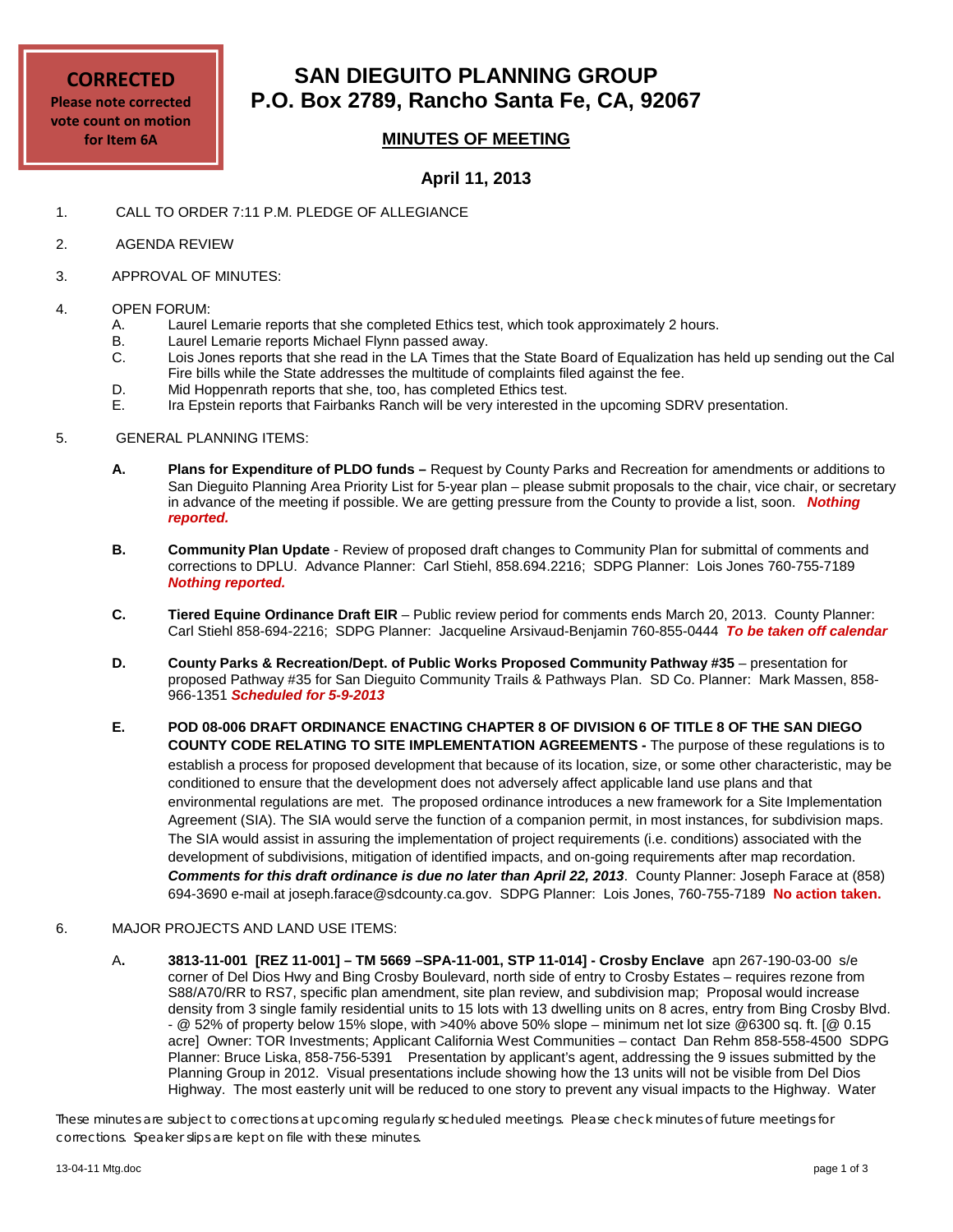**CORRECTED**
**Please note corrected vote count on motion for Item 6A**

# SAN DIEGUITO PLANNING GROUP
# P.O. Box 2789, Rancho Santa Fe, CA, 92067

## MINUTES OF MEETING

### April 11, 2013

1. CALL TO ORDER 7:11 P.M. PLEDGE OF ALLEGIANCE

2. AGENDA REVIEW

3. APPROVAL OF MINUTES:

4. OPEN FORUM:
   - A. Laurel Lemarie reports that she completed Ethics test, which took approximately 2 hours.
   - B. Laurel Lemarie reports Michael Flynn passed away.
   - C. Lois Jones reports that she read in the LA Times that the State Board of Equalization has held up sending out the Cal Fire bills while the State addresses the multitude of complaints filed against the fee.
   - D. Mid Hoppenrath reports that she, too, has completed Ethics test.
   - E. Ira Epstein reports that Fairbanks Ranch will be very interested in the upcoming SDRV presentation.

5. GENERAL PLANNING ITEMS:

   **A.** **Plans for Expenditure of PLDO funds –** Request by County Parks and Recreation for amendments or additions to San Dieguito Planning Area Priority List for 5-year plan – please submit proposals to the chair, vice chair, or secretary in advance of the meeting if possible. We are getting pressure from the County to provide a list, soon. ***Nothing reported.***

   **B.** **Community Plan Update** - Review of proposed draft changes to Community Plan for submittal of comments and corrections to DPLU. Advance Planner: Carl Stiehl, 858.694.2216; SDPG Planner: Lois Jones 760-755-7189 ***Nothing reported.***

   **C.** **Tiered Equine Ordinance Draft EIR** – Public review period for comments ends March 20, 2013. County Planner: Carl Stiehl 858-694-2216; SDPG Planner: Jacqueline Arsivaud-Benjamin 760-855-0444 ***To be taken off calendar***

   **D.** **County Parks & Recreation/Dept. of Public Works Proposed Community Pathway #35** – presentation for proposed Pathway #35 for San Dieguito Community Trails & Pathways Plan. SD Co. Planner: Mark Massen, 858-966-1351 ***Scheduled for 5-9-2013***

   **E.** **POD 08-006 DRAFT ORDINANCE ENACTING CHAPTER 8 OF DIVISION 6 OF TITLE 8 OF THE SAN DIEGO COUNTY CODE RELATING TO SITE IMPLEMENTATION AGREEMENTS -** The purpose of these regulations is to establish a process for proposed development that because of its location, size, or some other characteristic, may be conditioned to ensure that the development does not adversely affect applicable land use plans and that environmental regulations are met. The proposed ordinance introduces a new framework for a Site Implementation Agreement (SIA). The SIA would serve the function of a companion permit, in most instances, for subdivision maps. The SIA would assist in assuring the implementation of project requirements (i.e. conditions) associated with the development of subdivisions, mitigation of identified impacts, and on-going requirements after map recordation. ***Comments for this draft ordinance is due no later than April 22, 2013***. County Planner: Joseph Farace at (858) 694-3690 e-mail at joseph.farace@sdcounty.ca.gov. SDPG Planner: Lois Jones, 760-755-7189 **No action taken.**

6. MAJOR PROJECTS AND LAND USE ITEMS:

   A**.** **3813-11-001 [REZ 11-001] – TM 5669 –SPA-11-001, STP 11-014] - Crosby Enclave** apn 267-190-03-00 s/e corner of Del Dios Hwy and Bing Crosby Boulevard, north side of entry to Crosby Estates – requires rezone from S88/A70/RR to RS7, specific plan amendment, site plan review, and subdivision map; Proposal would increase density from 3 single family residential units to 15 lots with 13 dwelling units on 8 acres, entry from Bing Crosby Blvd. - @ 52% of property below 15% slope, with >40% above 50% slope – minimum net lot size @6300 sq. ft. [@ 0.15 acre] Owner: TOR Investments; Applicant California West Communities – contact Dan Rehm 858-558-4500 SDPG Planner: Bruce Liska, 858-756-5391 Presentation by applicant's agent, addressing the 9 issues submitted by the Planning Group in 2012. Visual presentations include showing how the 13 units will not be visible from Del Dios Highway. The most easterly unit will be reduced to one story to prevent any visual impacts to the Highway. Water

*These minutes are subject to corrections at upcoming regularly scheduled meetings. Please check minutes of future meetings for corrections. Speaker slips are kept on file with these minutes.*

13-04-11 Mtg.doc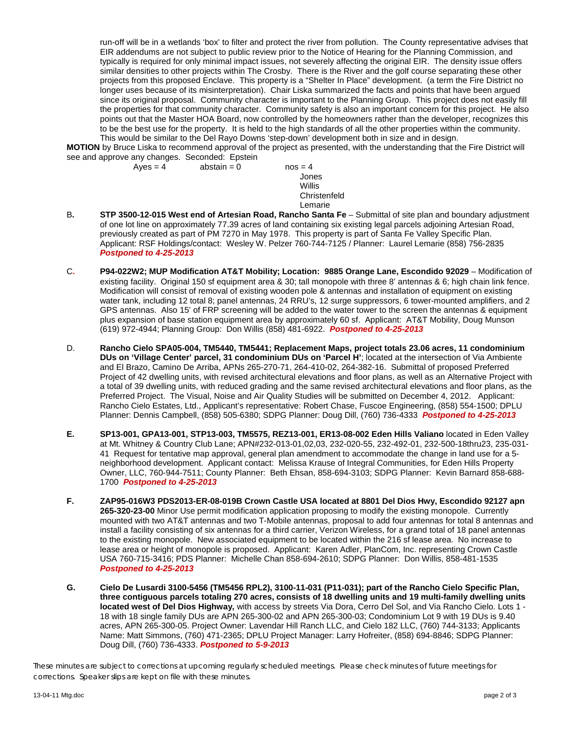run-off will be in a wetlands 'box' to filter and protect the river from pollution. The County representative advises that EIR addendums are not subject to public review prior to the Notice of Hearing for the Planning Commission, and typically is required for only minimal impact issues, not severely affecting the original EIR. The density issue offers similar densities to other projects within The Crosby. There is the River and the golf course separating these other projects from this proposed Enclave. This property is a "Shelter In Place" development. (a term the Fire District no longer uses because of its misinterpretation). Chair Liska summarized the facts and points that have been argued since its original proposal. Community character is important to the Planning Group. This project does not easily fill the properties for that community character. Community safety is also an important concern for this project. He also points out that the Master HOA Board, now controlled by the homeowners rather than the developer, recognizes this to be the best use for the property. It is held to the high standards of all the other properties within the community. This would be similar to the Del Rayo Downs 'step-down' development both in size and in design.

**MOTION** by Bruce Liska to recommend approval of the project as presented, with the understanding that the Fire District will see and approve any changes. Seconded: Epstein

Ayes = 4 abstain = 0 nos = 4
Jones
Willis
Christenfeld
Lemarie

B**.** **STP 3500-12-015 West end of Artesian Road, Rancho Santa Fe** – Submittal of site plan and boundary adjustment of one lot line on approximately 77.39 acres of land containing six existing legal parcels adjoining Artesian Road, previously created as part of PM 7270 in May 1978. This property is part of Santa Fe Valley Specific Plan. Applicant: RSF Holdings/contact: Wesley W. Pelzer 760-744-7125 / Planner: Laurel Lemarie (858) 756-2835 ***Postponed to 4-25-2013***

C**.** **P94-022W2; MUP Modification AT&T Mobility; Location: 9885 Orange Lane, Escondido 92029** – Modification of existing facility. Original 150 sf equipment area & 30; tall monopole with three 8' antennas & 6; high chain link fence. Modification will consist of removal of existing wooden pole & antennas and installation of equipment on existing water tank, including 12 total 8; panel antennas, 24 RRU's, 12 surge suppressors, 6 tower-mounted amplifiers, and 2 GPS antennas. Also 15' of FRP screening will be added to the water tower to the screen the antennas & equipment plus expansion of base station equipment area by approximately 60 sf. Applicant: AT&T Mobility, Doug Munson (619) 972-4944; Planning Group: Don Willis (858) 481-6922. ***Postponed to 4-25-2013***

D. **Rancho Cielo SPA05-004, TM5440, TM5441; Replacement Maps, project totals 23.06 acres, 11 condominium DUs on 'Village Center' parcel, 31 condominium DUs on 'Parcel H'**; located at the intersection of Via Ambiente and El Brazo, Camino De Arriba, APNs 265-270-71, 264-410-02, 264-382-16. Submittal of proposed Preferred Project of 42 dwelling units, with revised architectural elevations and floor plans, as well as an Alternative Project with a total of 39 dwelling units, with reduced grading and the same revised architectural elevations and floor plans, as the Preferred Project. The Visual, Noise and Air Quality Studies will be submitted on December 4, 2012. Applicant: Rancho Cielo Estates, Ltd., Applicant's representative: Robert Chase, Fuscoe Engineering, (858) 554-1500; DPLU Planner: Dennis Campbell, (858) 505-6380; SDPG Planner: Doug Dill, (760) 736-4333 ***Postponed to 4-25-2013***

**E.** **SP13-001, GPA13-001, STP13-003, TM5575, REZ13-001, ER13-08-002 Eden Hills Valiano** located in Eden Valley at Mt. Whitney & Country Club Lane; APN#232-013-01,02,03, 232-020-55, 232-492-01, 232-500-18thru23, 235-031-41 Request for tentative map approval, general plan amendment to accommodate the change in land use for a 5-neighborhood development. Applicant contact: Melissa Krause of Integral Communities, for Eden Hills Property Owner, LLC, 760-944-7511; County Planner: Beth Ehsan, 858-694-3103; SDPG Planner: Kevin Barnard 858-688-1700 ***Postponed to 4-25-2013***

**F.** **ZAP95-016W3 PDS2013-ER-08-019B Crown Castle USA located at 8801 Del Dios Hwy, Escondido 92127 apn 265-320-23-00** Minor Use permit modification application proposing to modify the existing monopole. Currently mounted with two AT&T antennas and two T-Mobile antennas, proposal to add four antennas for total 8 antennas and install a facility consisting of six antennas for a third carrier, Verizon Wireless, for a grand total of 18 panel antennas to the existing monopole. New associated equipment to be located within the 216 sf lease area. No increase to lease area or height of monopole is proposed. Applicant: Karen Adler, PlanCom, Inc. representing Crown Castle USA 760-715-3416; PDS Planner: Michelle Chan 858-694-2610; SDPG Planner: Don Willis, 858-481-1535 ***Postponed to 4-25-2013***

**G.** **Cielo De Lusardi 3100-5456 (TM5456 RPL2), 3100-11-031 (P11-031); part of the Rancho Cielo Specific Plan, three contiguous parcels totaling 270 acres, consists of 18 dwelling units and 19 multi-family dwelling units located west of Del Dios Highway,** with access by streets Via Dora, Cerro Del Sol, and Via Rancho Cielo. Lots 1 - 18 with 18 single family DUs are APN 265-300-02 and APN 265-300-03; Condominium Lot 9 with 19 DUs is 9.40 acres, APN 265-300-05. Project Owner: Lavendar Hill Ranch LLC, and Cielo 182 LLC, (760) 744-3133; Applicants Name: Matt Simmons, (760) 471-2365; DPLU Project Manager: Larry Hofreiter, (858) 694-8846; SDPG Planner: Doug Dill, (760) 736-4333. ***Postponed to 5-9-2013***

*These minutes are subject to corrections at upcoming regularly scheduled meetings. Please check minutes of future meetings for corrections. Speaker slips are kept on file with these minutes.*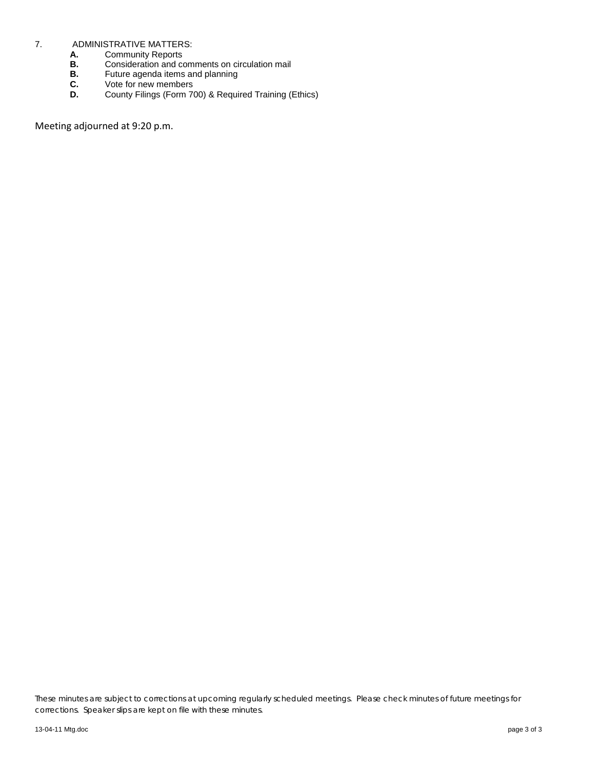7. ADMINISTRATIVE MATTERS:

- **A.** Community Reports
- **B.** Consideration and comments on circulation mail
- **B.** Future agenda items and planning
- **C.** Vote for new members
- **D.** County Filings (Form 700) & Required Training (Ethics)

Meeting adjourned at 9:20 p.m.

*These minutes are subject to corrections at upcoming regularly scheduled meetings. Please check minutes of future meetings for corrections. Speaker slips are kept on file with these minutes.*